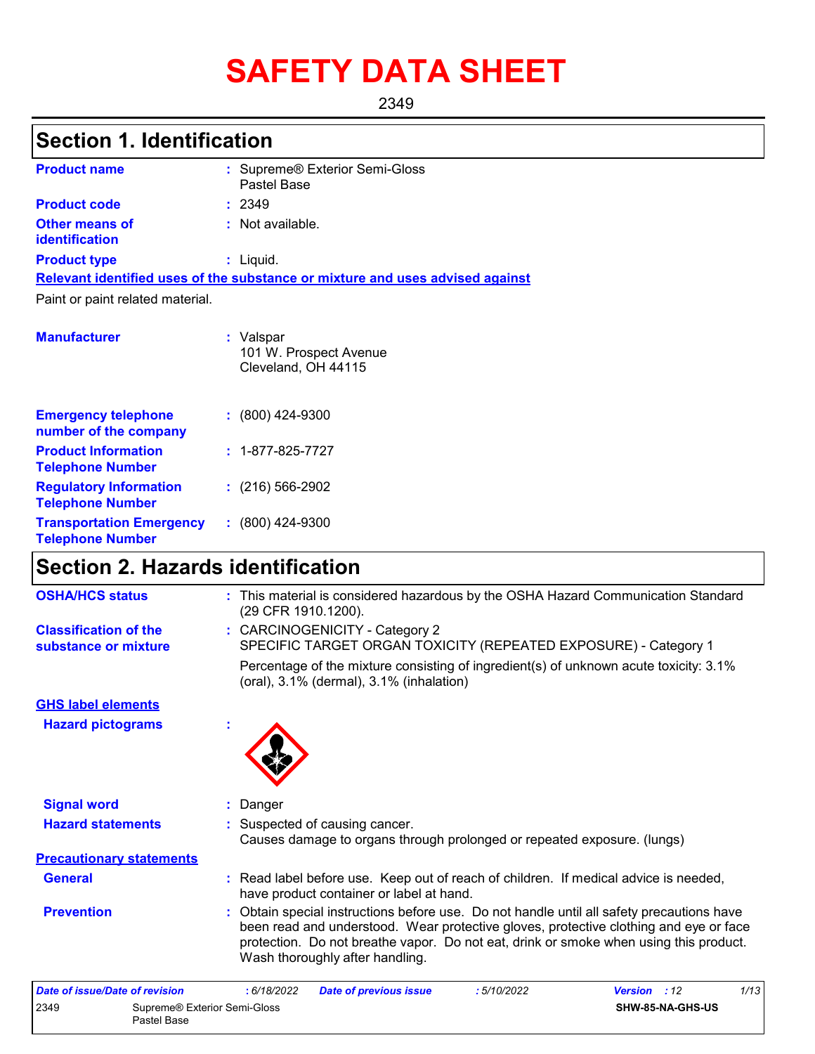# SAFETY DATA SHEET

2349

## Section 1. Identification

| | | |
|---|---|---|
| **Product name** | : | Supreme® Exterior Semi-Gloss Pastel Base |
| **Product code** | : | 2349 |
| **Other means of identification** | : | Not available. |
| **Product type** | : | Liquid. |

**Relevant identified uses of the substance or mixture and uses advised against**

Paint or paint related material.

| | | |
|---|---|---|
| **Manufacturer** | : | Valspar<br>101 W. Prospect Avenue<br>Cleveland, OH 44115 |
| **Emergency telephone number of the company** | : | (800) 424-9300 |
| **Product Information Telephone Number** | : | 1-877-825-7727 |
| **Regulatory Information Telephone Number** | : | (216) 566-2902 |
| **Transportation Emergency Telephone Number** | : | (800) 424-9300 |

## Section 2. Hazards identification

| | | |
|---|---|---|
| **OSHA/HCS status** | : | This material is considered hazardous by the OSHA Hazard Communication Standard (29 CFR 1910.1200). |
| **Classification of the substance or mixture** | : | CARCINOGENICITY - Category 2<br>SPECIFIC TARGET ORGAN TOXICITY (REPEATED EXPOSURE) - Category 1<br>Percentage of the mixture consisting of ingredient(s) of unknown acute toxicity: 3.1% (oral), 3.1% (dermal), 3.1% (inhalation) |

**GHS label elements**

| | | |
|---|---|---|
| **Hazard pictograms** | : | |
| **Signal word** | : | Danger |
| **Hazard statements** | : | Suspected of causing cancer.<br>Causes damage to organs through prolonged or repeated exposure. (lungs) |

**Precautionary statements**

| | | |
|---|---|---|
| **General** | : | Read label before use. Keep out of reach of children. If medical advice is needed, have product container or label at hand. |
| **Prevention** | : | Obtain special instructions before use. Do not handle until all safety precautions have been read and understood. Wear protective gloves, protective clothing and eye or face protection. Do not breathe vapor. Do not eat, drink or smoke when using this product. Wash thoroughly after handling. |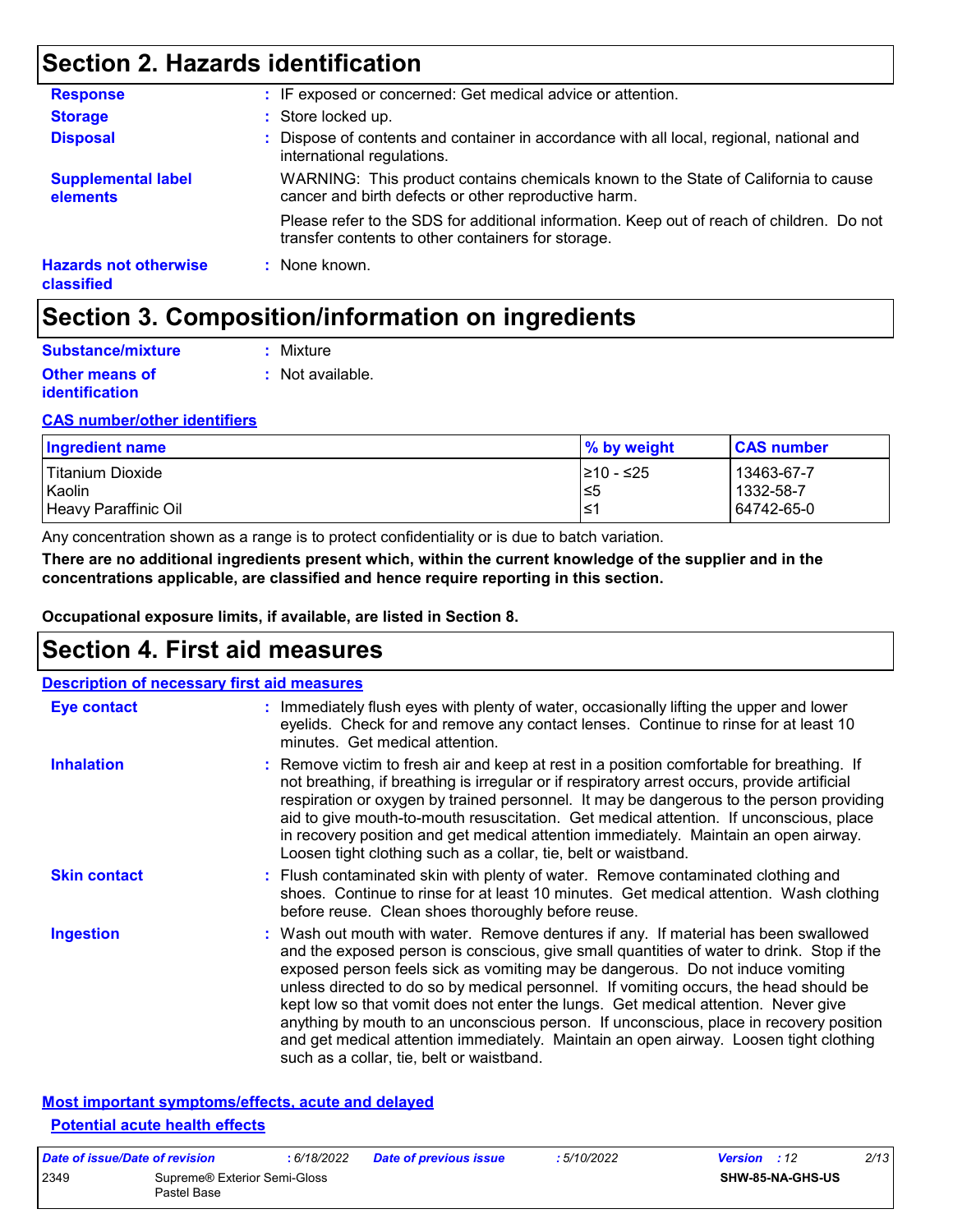# Section 2. Hazards identification

**Response** : IF exposed or concerned: Get medical advice or attention.

**Storage** : Store locked up.

**Disposal** : Dispose of contents and container in accordance with all local, regional, national and international regulations.

**Supplemental label elements** WARNING: This product contains chemicals known to the State of California to cause cancer and birth defects or other reproductive harm.

Please refer to the SDS for additional information. Keep out of reach of children. Do not transfer contents to other containers for storage.

**Hazards not otherwise classified** : None known.

# Section 3. Composition/information on ingredients

**Substance/mixture** : Mixture

**Other means of identification** : Not available.

**CAS number/other identifiers**

| Ingredient name | % by weight | CAS number |
| --- | --- | --- |
| Titanium Dioxide | ≥10 - ≤25 | 13463-67-7 |
| Kaolin | ≤5 | 1332-58-7 |
| Heavy Paraffinic Oil | ≤1 | 64742-65-0 |

Any concentration shown as a range is to protect confidentiality or is due to batch variation.

**There are no additional ingredients present which, within the current knowledge of the supplier and in the concentrations applicable, are classified and hence require reporting in this section.**

**Occupational exposure limits, if available, are listed in Section 8.**

# Section 4. First aid measures

**Description of necessary first aid measures**

**Eye contact** : Immediately flush eyes with plenty of water, occasionally lifting the upper and lower eyelids. Check for and remove any contact lenses. Continue to rinse for at least 10 minutes. Get medical attention.

**Inhalation** : Remove victim to fresh air and keep at rest in a position comfortable for breathing. If not breathing, if breathing is irregular or if respiratory arrest occurs, provide artificial respiration or oxygen by trained personnel. It may be dangerous to the person providing aid to give mouth-to-mouth resuscitation. Get medical attention. If unconscious, place in recovery position and get medical attention immediately. Maintain an open airway. Loosen tight clothing such as a collar, tie, belt or waistband.

**Skin contact** : Flush contaminated skin with plenty of water. Remove contaminated clothing and shoes. Continue to rinse for at least 10 minutes. Get medical attention. Wash clothing before reuse. Clean shoes thoroughly before reuse.

**Ingestion** : Wash out mouth with water. Remove dentures if any. If material has been swallowed and the exposed person is conscious, give small quantities of water to drink. Stop if the exposed person feels sick as vomiting may be dangerous. Do not induce vomiting unless directed to do so by medical personnel. If vomiting occurs, the head should be kept low so that vomit does not enter the lungs. Get medical attention. Never give anything by mouth to an unconscious person. If unconscious, place in recovery position and get medical attention immediately. Maintain an open airway. Loosen tight clothing such as a collar, tie, belt or waistband.

**Most important symptoms/effects, acute and delayed**

**Potential acute health effects**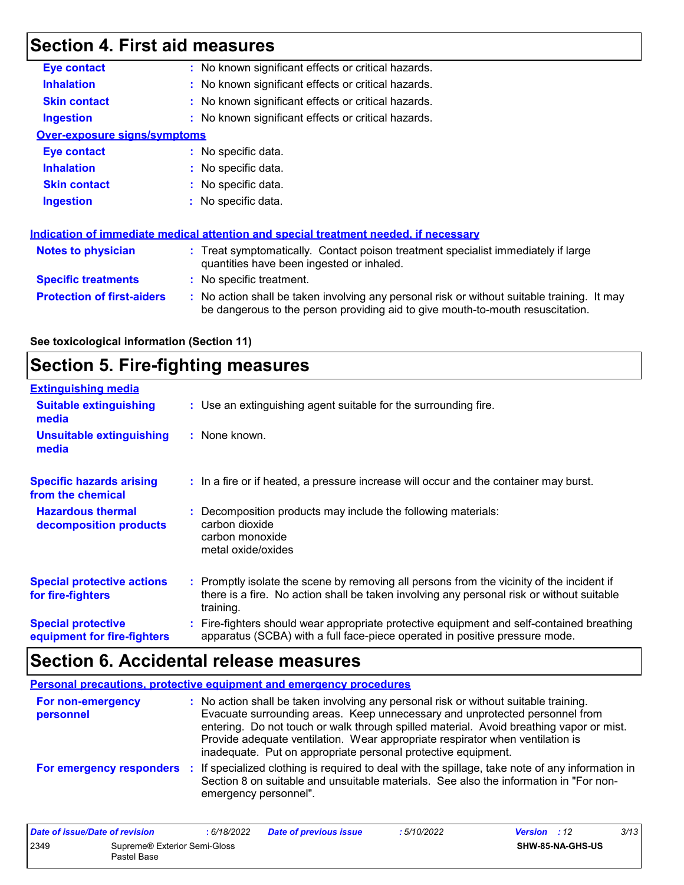## Section 4. First aid measures

**Eye contact** : No known significant effects or critical hazards.

**Inhalation** : No known significant effects or critical hazards.

**Skin contact** : No known significant effects or critical hazards.

**Ingestion** : No known significant effects or critical hazards.

**Over-exposure signs/symptoms**

**Eye contact** : No specific data.

**Inhalation** : No specific data.

**Skin contact** : No specific data.

**Ingestion** : No specific data.

**Indication of immediate medical attention and special treatment needed, if necessary**

**Notes to physician** : Treat symptomatically. Contact poison treatment specialist immediately if large quantities have been ingested or inhaled.

**Specific treatments** : No specific treatment.

**Protection of first-aiders** : No action shall be taken involving any personal risk or without suitable training. It may be dangerous to the person providing aid to give mouth-to-mouth resuscitation.

**See toxicological information (Section 11)**

## Section 5. Fire-fighting measures

**Extinguishing media**

**Suitable extinguishing media** : Use an extinguishing agent suitable for the surrounding fire.

**Unsuitable extinguishing media** : None known.

**Specific hazards arising from the chemical** : In a fire or if heated, a pressure increase will occur and the container may burst.

**Hazardous thermal decomposition products** : Decomposition products may include the following materials:
carbon dioxide
carbon monoxide
metal oxide/oxides

**Special protective actions for fire-fighters** : Promptly isolate the scene by removing all persons from the vicinity of the incident if there is a fire. No action shall be taken involving any personal risk or without suitable training.

**Special protective equipment for fire-fighters** : Fire-fighters should wear appropriate protective equipment and self-contained breathing apparatus (SCBA) with a full face-piece operated in positive pressure mode.

## Section 6. Accidental release measures

**Personal precautions, protective equipment and emergency procedures**

**For non-emergency personnel** : No action shall be taken involving any personal risk or without suitable training. Evacuate surrounding areas. Keep unnecessary and unprotected personnel from entering. Do not touch or walk through spilled material. Avoid breathing vapor or mist. Provide adequate ventilation. Wear appropriate respirator when ventilation is inadequate. Put on appropriate personal protective equipment.

**For emergency responders** : If specialized clothing is required to deal with the spillage, take note of any information in Section 8 on suitable and unsuitable materials. See also the information in "For non-emergency personnel".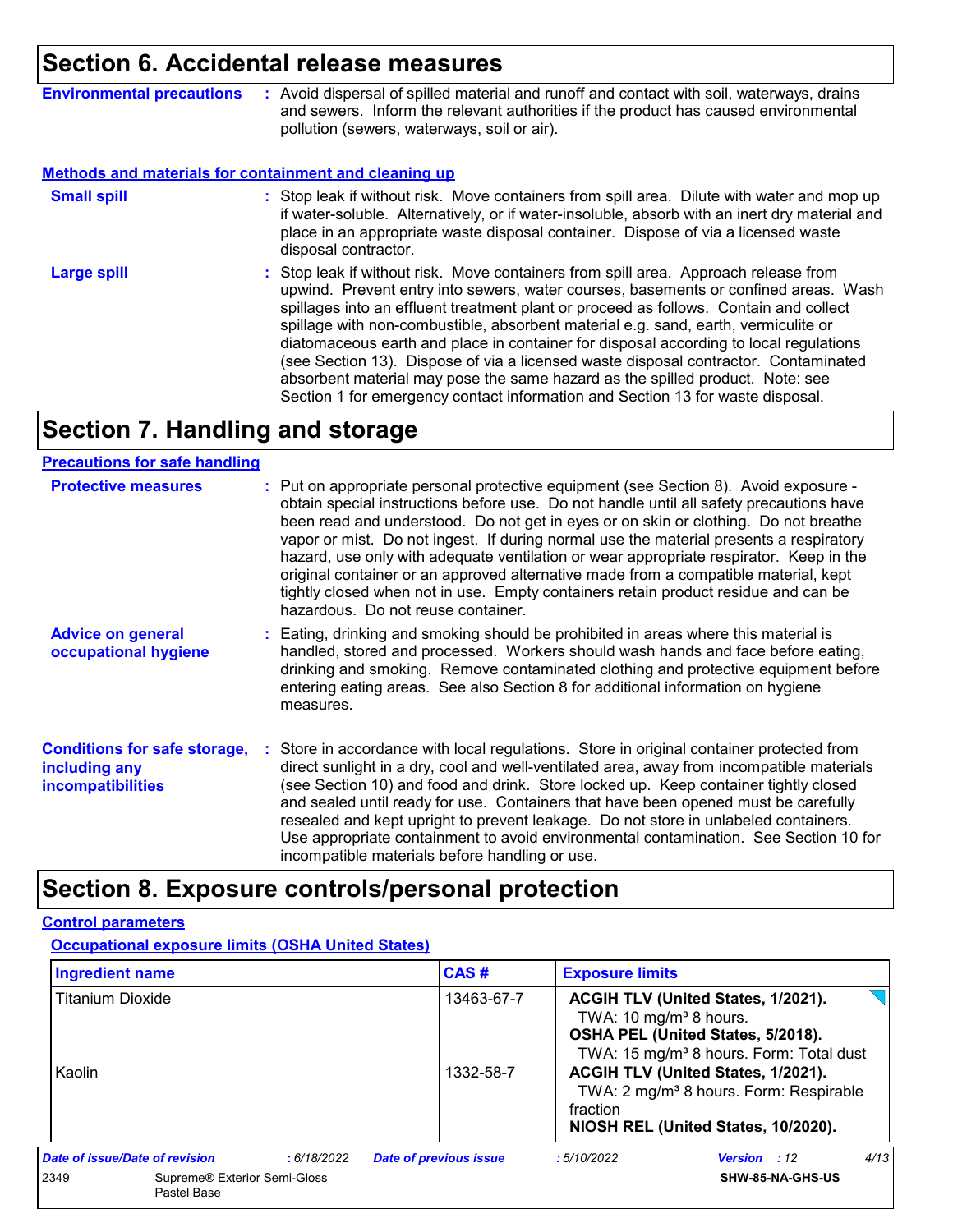## Section 6. Accidental release measures

**Environmental precautions** : Avoid dispersal of spilled material and runoff and contact with soil, waterways, drains and sewers. Inform the relevant authorities if the product has caused environmental pollution (sewers, waterways, soil or air).

**Methods and materials for containment and cleaning up**

**Small spill** : Stop leak if without risk. Move containers from spill area. Dilute with water and mop up if water-soluble. Alternatively, or if water-insoluble, absorb with an inert dry material and place in an appropriate waste disposal container. Dispose of via a licensed waste disposal contractor.

**Large spill** : Stop leak if without risk. Move containers from spill area. Approach release from upwind. Prevent entry into sewers, water courses, basements or confined areas. Wash spillages into an effluent treatment plant or proceed as follows. Contain and collect spillage with non-combustible, absorbent material e.g. sand, earth, vermiculite or diatomaceous earth and place in container for disposal according to local regulations (see Section 13). Dispose of via a licensed waste disposal contractor. Contaminated absorbent material may pose the same hazard as the spilled product. Note: see Section 1 for emergency contact information and Section 13 for waste disposal.

## Section 7. Handling and storage

**Precautions for safe handling**

**Protective measures** : Put on appropriate personal protective equipment (see Section 8). Avoid exposure - obtain special instructions before use. Do not handle until all safety precautions have been read and understood. Do not get in eyes or on skin or clothing. Do not breathe vapor or mist. Do not ingest. If during normal use the material presents a respiratory hazard, use only with adequate ventilation or wear appropriate respirator. Keep in the original container or an approved alternative made from a compatible material, kept tightly closed when not in use. Empty containers retain product residue and can be hazardous. Do not reuse container.

**Advice on general occupational hygiene** : Eating, drinking and smoking should be prohibited in areas where this material is handled, stored and processed. Workers should wash hands and face before eating, drinking and smoking. Remove contaminated clothing and protective equipment before entering eating areas. See also Section 8 for additional information on hygiene measures.

**Conditions for safe storage, including any incompatibilities** : Store in accordance with local regulations. Store in original container protected from direct sunlight in a dry, cool and well-ventilated area, away from incompatible materials (see Section 10) and food and drink. Store locked up. Keep container tightly closed and sealed until ready for use. Containers that have been opened must be carefully resealed and kept upright to prevent leakage. Do not store in unlabeled containers. Use appropriate containment to avoid environmental contamination. See Section 10 for incompatible materials before handling or use.

## Section 8. Exposure controls/personal protection

**Control parameters**

**Occupational exposure limits (OSHA United States)**

| Ingredient name | CAS # | Exposure limits |
|---|---|---|
| Titanium Dioxide | 13463-67-7 | **ACGIH TLV (United States, 1/2021).** TWA: 10 mg/m³ 8 hours. **OSHA PEL (United States, 5/2018).** TWA: 15 mg/m³ 8 hours. Form: Total dust |
| Kaolin | 1332-58-7 | **ACGIH TLV (United States, 1/2021).** TWA: 2 mg/m³ 8 hours. Form: Respirable fraction **NIOSH REL (United States, 10/2020).** |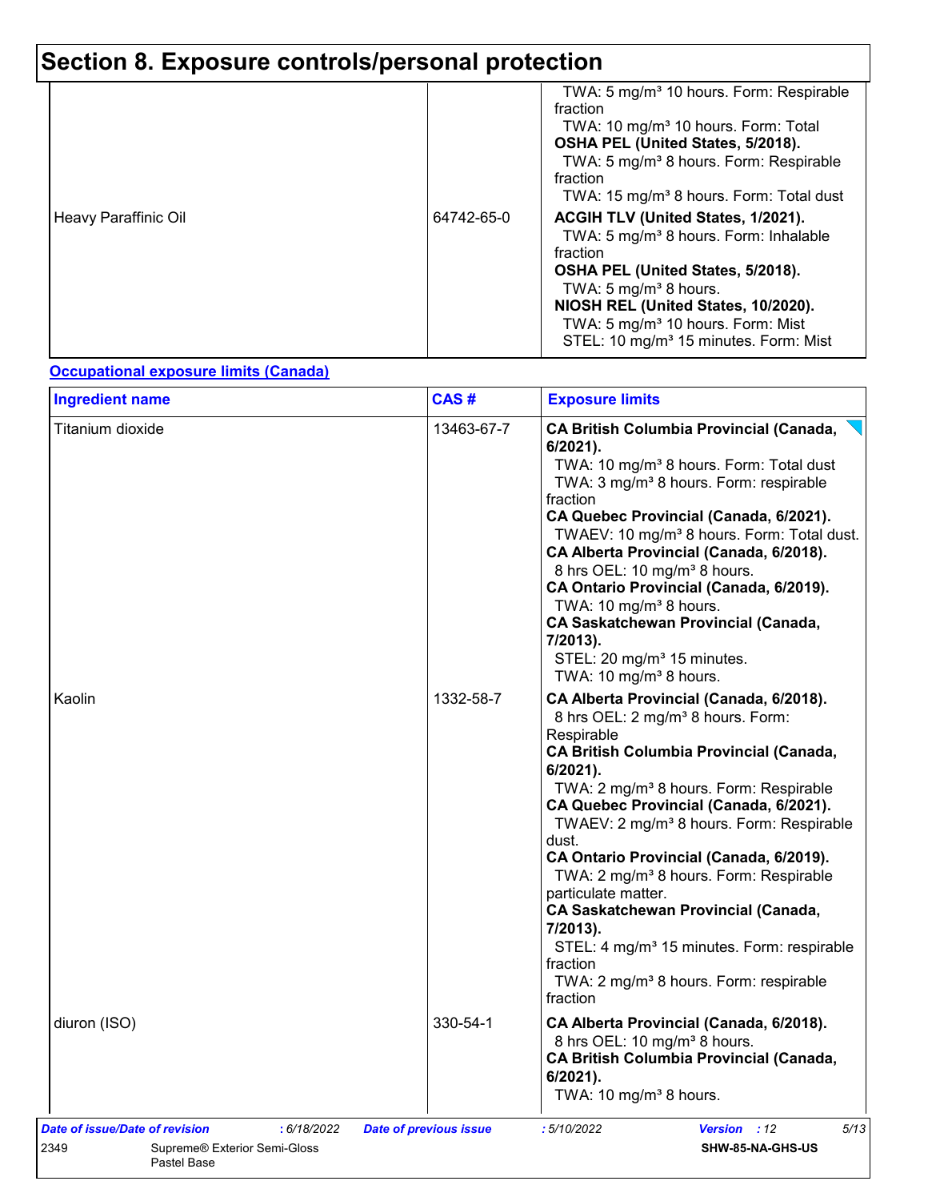# Section 8. Exposure controls/personal protection

| | | |
|---|---|---|
| | | TWA: 5 mg/m³ 10 hours. Form: Respirable fraction<br>TWA: 10 mg/m³ 10 hours. Form: Total<br>**OSHA PEL (United States, 5/2018).**<br>TWA: 5 mg/m³ 8 hours. Form: Respirable fraction<br>TWA: 15 mg/m³ 8 hours. Form: Total dust |
| Heavy Paraffinic Oil | 64742-65-0 | **ACGIH TLV (United States, 1/2021).**<br>TWA: 5 mg/m³ 8 hours. Form: Inhalable fraction<br>**OSHA PEL (United States, 5/2018).**<br>TWA: 5 mg/m³ 8 hours.<br>**NIOSH REL (United States, 10/2020).**<br>TWA: 5 mg/m³ 10 hours. Form: Mist<br>STEL: 10 mg/m³ 15 minutes. Form: Mist |

**Occupational exposure limits (Canada)**

| Ingredient name | CAS # | Exposure limits |
|---|---|---|
| Titanium dioxide | 13463-67-7 | **CA British Columbia Provincial (Canada, 6/2021).**<br>TWA: 10 mg/m³ 8 hours. Form: Total dust<br>TWA: 3 mg/m³ 8 hours. Form: respirable fraction<br>**CA Quebec Provincial (Canada, 6/2021).**<br>TWAEV: 10 mg/m³ 8 hours. Form: Total dust.<br>**CA Alberta Provincial (Canada, 6/2018).**<br>8 hrs OEL: 10 mg/m³ 8 hours.<br>**CA Ontario Provincial (Canada, 6/2019).**<br>TWA: 10 mg/m³ 8 hours.<br>**CA Saskatchewan Provincial (Canada, 7/2013).**<br>STEL: 20 mg/m³ 15 minutes.<br>TWA: 10 mg/m³ 8 hours. |
| Kaolin | 1332-58-7 | **CA Alberta Provincial (Canada, 6/2018).**<br>8 hrs OEL: 2 mg/m³ 8 hours. Form: Respirable<br>**CA British Columbia Provincial (Canada, 6/2021).**<br>TWA: 2 mg/m³ 8 hours. Form: Respirable<br>**CA Quebec Provincial (Canada, 6/2021).**<br>TWAEV: 2 mg/m³ 8 hours. Form: Respirable dust.<br>**CA Ontario Provincial (Canada, 6/2019).**<br>TWA: 2 mg/m³ 8 hours. Form: Respirable particulate matter.<br>**CA Saskatchewan Provincial (Canada, 7/2013).**<br>STEL: 4 mg/m³ 15 minutes. Form: respirable fraction<br>TWA: 2 mg/m³ 8 hours. Form: respirable fraction |
| diuron (ISO) | 330-54-1 | **CA Alberta Provincial (Canada, 6/2018).**<br>8 hrs OEL: 10 mg/m³ 8 hours.<br>**CA British Columbia Provincial (Canada, 6/2021).**<br>TWA: 10 mg/m³ 8 hours. |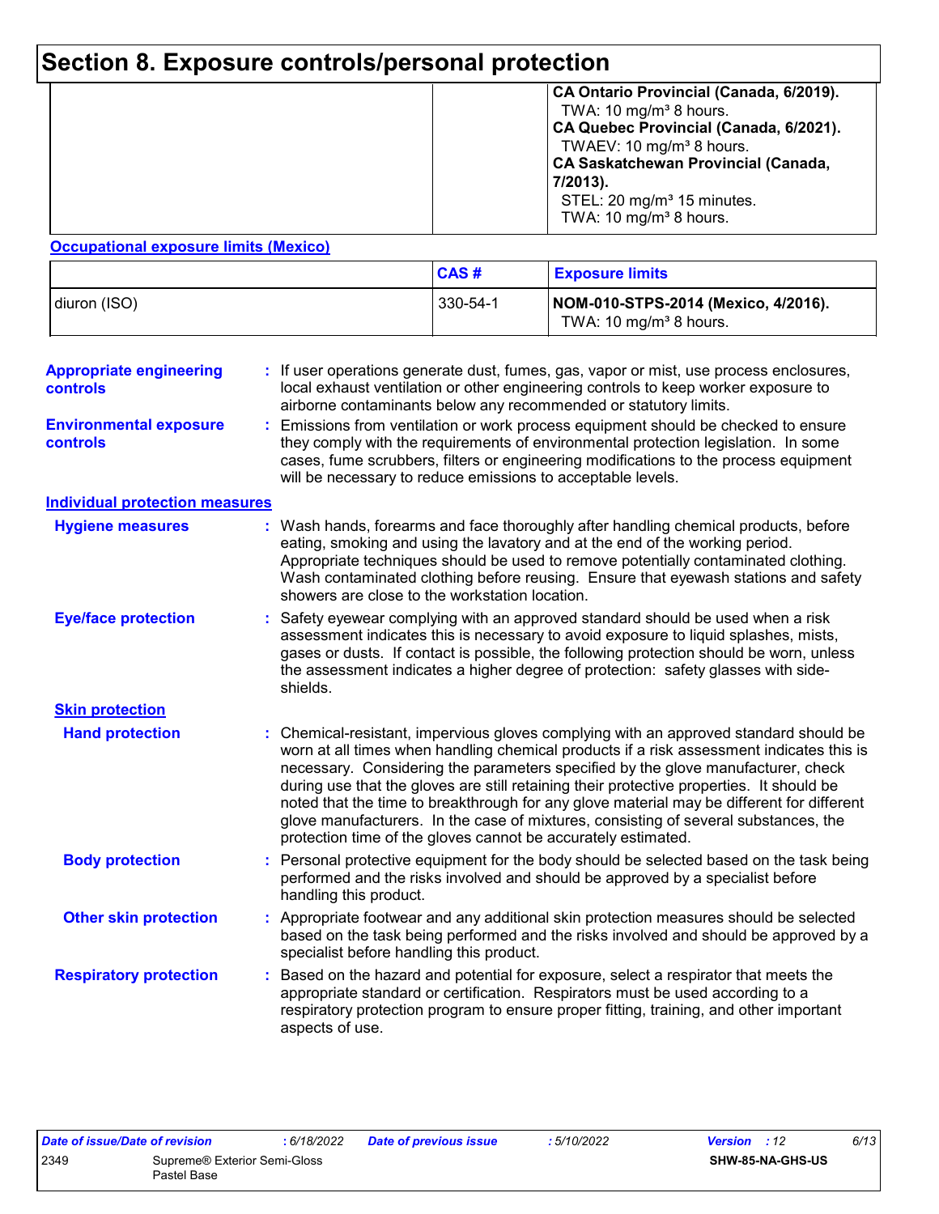# Section 8. Exposure controls/personal protection

| | | |
|---|---|---|
| | | **CA Ontario Provincial (Canada, 6/2019).**<br>TWA: 10 mg/m³ 8 hours.<br>**CA Quebec Provincial (Canada, 6/2021).**<br>TWAEV: 10 mg/m³ 8 hours.<br>**CA Saskatchewan Provincial (Canada, 7/2013).**<br>STEL: 20 mg/m³ 15 minutes.<br>TWA: 10 mg/m³ 8 hours. |

**Occupational exposure limits (Mexico)**

| | CAS # | Exposure limits |
|---|---|---|
| diuron (ISO) | 330-54-1 | **NOM-010-STPS-2014 (Mexico, 4/2016).**<br>TWA: 10 mg/m³ 8 hours. |

**Appropriate engineering controls** : If user operations generate dust, fumes, gas, vapor or mist, use process enclosures, local exhaust ventilation or other engineering controls to keep worker exposure to airborne contaminants below any recommended or statutory limits.

**Environmental exposure controls** : Emissions from ventilation or work process equipment should be checked to ensure they comply with the requirements of environmental protection legislation. In some cases, fume scrubbers, filters or engineering modifications to the process equipment will be necessary to reduce emissions to acceptable levels.

**Individual protection measures**

**Hygiene measures** : Wash hands, forearms and face thoroughly after handling chemical products, before eating, smoking and using the lavatory and at the end of the working period. Appropriate techniques should be used to remove potentially contaminated clothing. Wash contaminated clothing before reusing. Ensure that eyewash stations and safety showers are close to the workstation location.

**Eye/face protection** : Safety eyewear complying with an approved standard should be used when a risk assessment indicates this is necessary to avoid exposure to liquid splashes, mists, gases or dusts. If contact is possible, the following protection should be worn, unless the assessment indicates a higher degree of protection: safety glasses with side-shields.

**Skin protection**

**Hand protection** : Chemical-resistant, impervious gloves complying with an approved standard should be worn at all times when handling chemical products if a risk assessment indicates this is necessary. Considering the parameters specified by the glove manufacturer, check during use that the gloves are still retaining their protective properties. It should be noted that the time to breakthrough for any glove material may be different for different glove manufacturers. In the case of mixtures, consisting of several substances, the protection time of the gloves cannot be accurately estimated.

**Body protection** : Personal protective equipment for the body should be selected based on the task being performed and the risks involved and should be approved by a specialist before handling this product.

**Other skin protection** : Appropriate footwear and any additional skin protection measures should be selected based on the task being performed and the risks involved and should be approved by a specialist before handling this product.

**Respiratory protection** : Based on the hazard and potential for exposure, select a respirator that meets the appropriate standard or certification. Respirators must be used according to a respiratory protection program to ensure proper fitting, training, and other important aspects of use.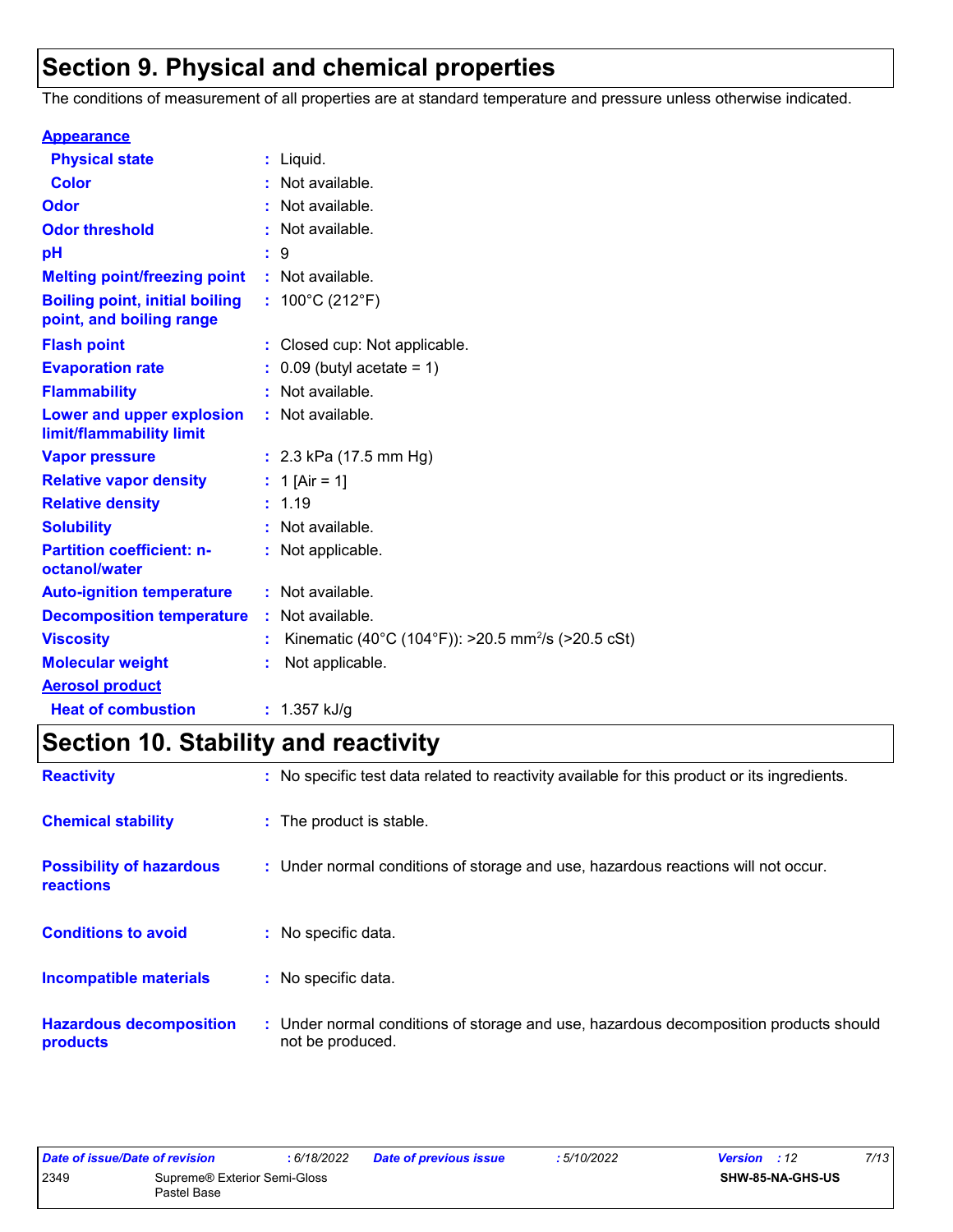# Section 9. Physical and chemical properties

The conditions of measurement of all properties are at standard temperature and pressure unless otherwise indicated.

| | |
|---|---|
| **Appearance** | |
| **Physical state** | : Liquid. |
| **Color** | : Not available. |
| **Odor** | : Not available. |
| **Odor threshold** | : Not available. |
| **pH** | : 9 |
| **Melting point/freezing point** | : Not available. |
| **Boiling point, initial boiling point, and boiling range** | : 100°C (212°F) |
| **Flash point** | : Closed cup: Not applicable. |
| **Evaporation rate** | : 0.09 (butyl acetate = 1) |
| **Flammability** | : Not available. |
| **Lower and upper explosion limit/flammability limit** | : Not available. |
| **Vapor pressure** | : 2.3 kPa (17.5 mm Hg) |
| **Relative vapor density** | : 1 [Air = 1] |
| **Relative density** | : 1.19 |
| **Solubility** | : Not available. |
| **Partition coefficient: n-octanol/water** | : Not applicable. |
| **Auto-ignition temperature** | : Not available. |
| **Decomposition temperature** | : Not available. |
| **Viscosity** | : Kinematic (40°C (104°F)): >20.5 $mm^2/s$ (>20.5 cSt) |
| **Molecular weight** | : Not applicable. |
| **Aerosol product** | |
| **Heat of combustion** | : 1.357 kJ/g |

# Section 10. Stability and reactivity

| | |
|---|---|
| **Reactivity** | : No specific test data related to reactivity available for this product or its ingredients. |
| **Chemical stability** | : The product is stable. |
| **Possibility of hazardous reactions** | : Under normal conditions of storage and use, hazardous reactions will not occur. |
| **Conditions to avoid** | : No specific data. |
| **Incompatible materials** | : No specific data. |
| **Hazardous decomposition products** | : Under normal conditions of storage and use, hazardous decomposition products should not be produced. |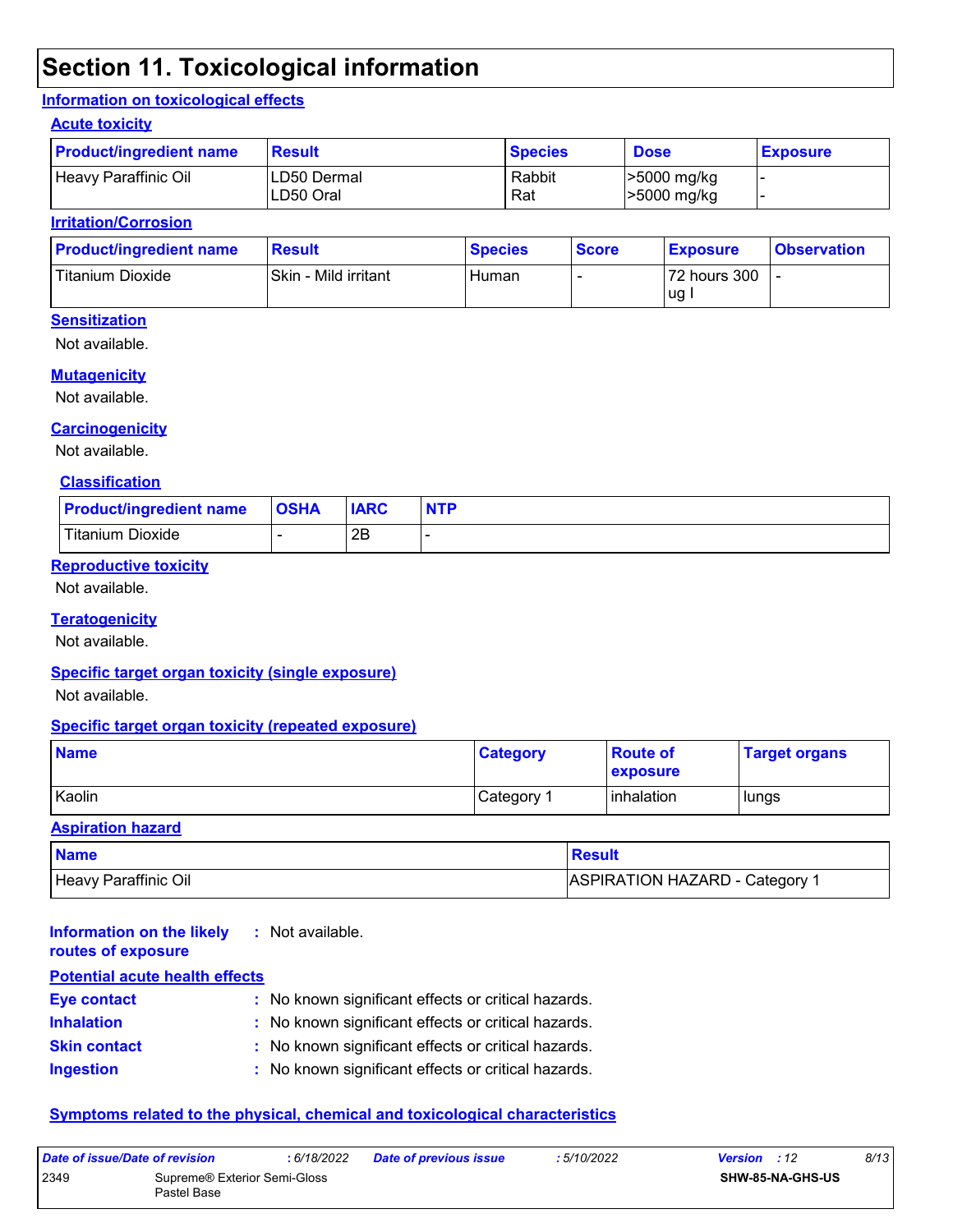# Section 11. Toxicological information

## Information on toxicological effects

### Acute toxicity

| Product/ingredient name | Result | Species | Dose | Exposure |
|---|---|---|---|---|
| Heavy Paraffinic Oil | LD50 Dermal<br>LD50 Oral | Rabbit<br>Rat | >5000 mg/kg<br>>5000 mg/kg | -<br>- |

### Irritation/Corrosion

| Product/ingredient name | Result | Species | Score | Exposure | Observation |
|---|---|---|---|---|---|
| Titanium Dioxide | Skin - Mild irritant | Human | - | 72 hours 300 ug I | - |

### Sensitization

Not available.

### Mutagenicity

Not available.

### Carcinogenicity

Not available.

### Classification

| Product/ingredient name | OSHA | IARC | NTP |
|---|---|---|---|
| Titanium Dioxide | - | 2B | - |

### Reproductive toxicity

Not available.

### Teratogenicity

Not available.

### Specific target organ toxicity (single exposure)

Not available.

### Specific target organ toxicity (repeated exposure)

| Name | Category | Route of exposure | Target organs |
|---|---|---|---|
| Kaolin | Category 1 | inhalation | lungs |

### Aspiration hazard

| Name | Result |
|---|---|
| Heavy Paraffinic Oil | ASPIRATION HAZARD - Category 1 |

**Information on the likely routes of exposure** : Not available.

### Potential acute health effects

**Eye contact** : No known significant effects or critical hazards.

**Inhalation** : No known significant effects or critical hazards.

**Skin contact** : No known significant effects or critical hazards.

**Ingestion** : No known significant effects or critical hazards.

### Symptoms related to the physical, chemical and toxicological characteristics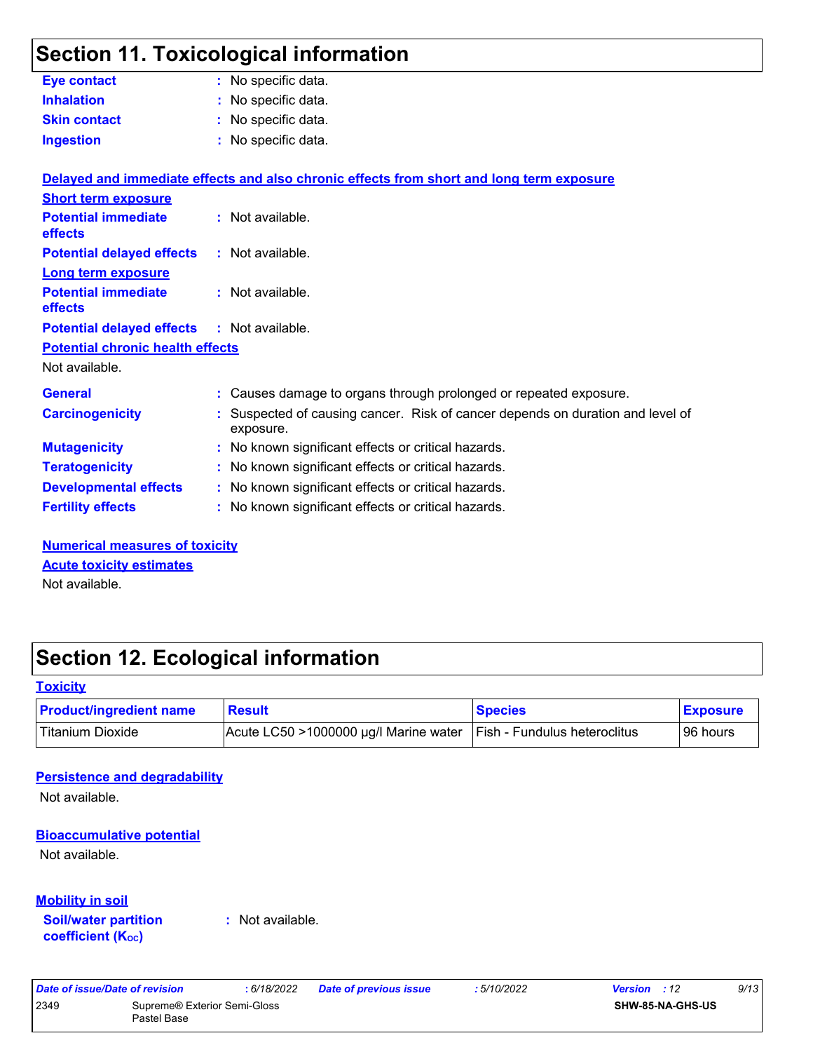# Section 11. Toxicological information

**Eye contact** : No specific data.
**Inhalation** : No specific data.
**Skin contact** : No specific data.
**Ingestion** : No specific data.

**Delayed and immediate effects and also chronic effects from short and long term exposure**

**Short term exposure**

**Potential immediate effects** : Not available.
**Potential delayed effects** : Not available.

**Long term exposure**

**Potential immediate effects** : Not available.
**Potential delayed effects** : Not available.

**Potential chronic health effects**

Not available.

**General** : Causes damage to organs through prolonged or repeated exposure.
**Carcinogenicity** : Suspected of causing cancer. Risk of cancer depends on duration and level of exposure.
**Mutagenicity** : No known significant effects or critical hazards.
**Teratogenicity** : No known significant effects or critical hazards.
**Developmental effects** : No known significant effects or critical hazards.
**Fertility effects** : No known significant effects or critical hazards.

**Numerical measures of toxicity**

**Acute toxicity estimates**

Not available.

# Section 12. Ecological information

**Toxicity**

| Product/ingredient name | Result | Species | Exposure |
|---|---|---|---|
| Titanium Dioxide | Acute LC50 >1000000 µg/l Marine water | Fish - Fundulus heteroclitus | 96 hours |

**Persistence and degradability**

Not available.

**Bioaccumulative potential**

Not available.

**Mobility in soil**

**Soil/water partition coefficient ($K_{OC}$)** : Not available.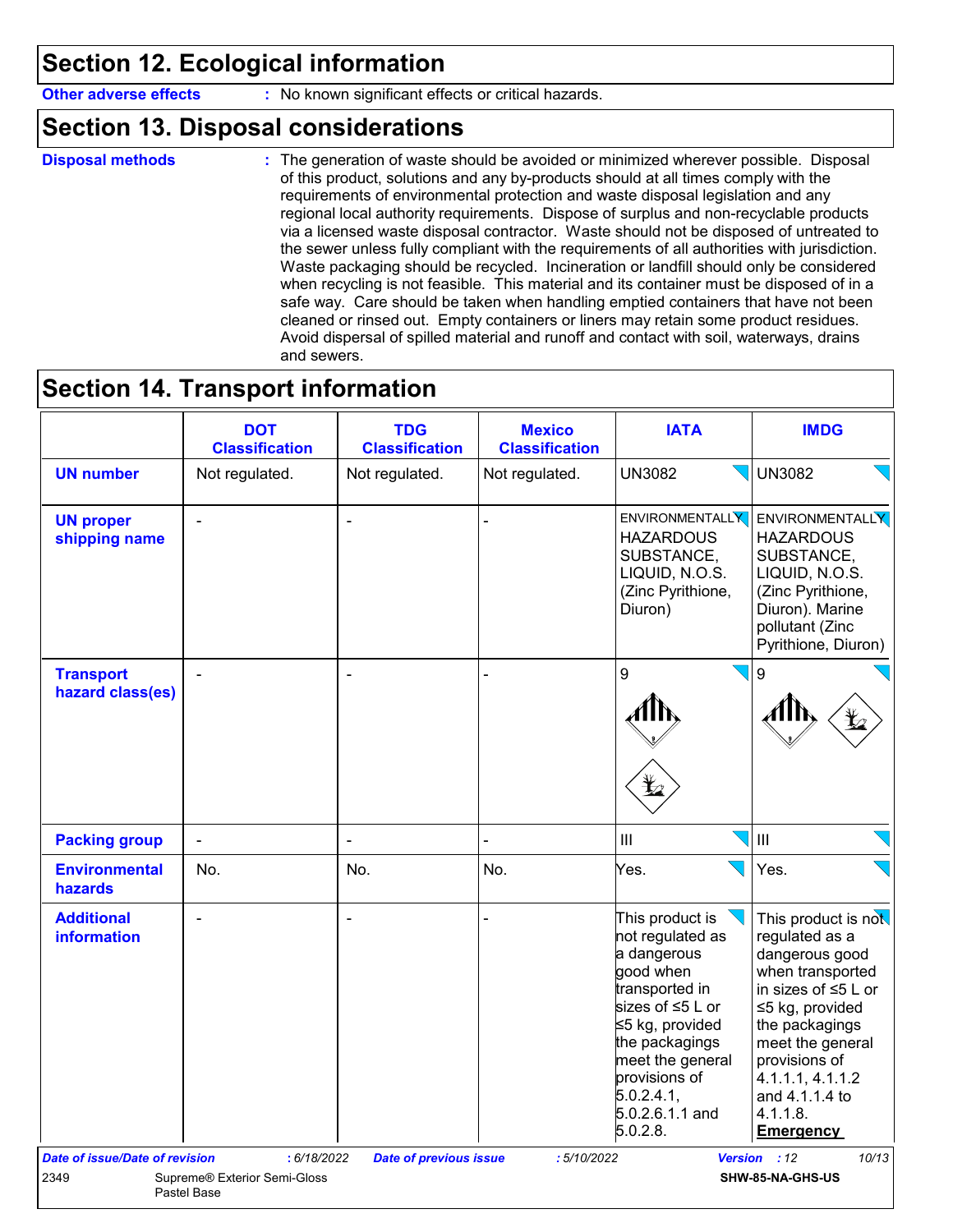## Section 12. Ecological information

**Other adverse effects** : No known significant effects or critical hazards.

## Section 13. Disposal considerations

**Disposal methods** : The generation of waste should be avoided or minimized wherever possible. Disposal of this product, solutions and any by-products should at all times comply with the requirements of environmental protection and waste disposal legislation and any regional local authority requirements. Dispose of surplus and non-recyclable products via a licensed waste disposal contractor. Waste should not be disposed of untreated to the sewer unless fully compliant with the requirements of all authorities with jurisdiction. Waste packaging should be recycled. Incineration or landfill should only be considered when recycling is not feasible. This material and its container must be disposed of in a safe way. Care should be taken when handling emptied containers that have not been cleaned or rinsed out. Empty containers or liners may retain some product residues. Avoid dispersal of spilled material and runoff and contact with soil, waterways, drains and sewers.

## Section 14. Transport information

| | DOT Classification | TDG Classification | Mexico Classification | IATA | IMDG |
|---|---|---|---|---|---|
| **UN number** | Not regulated. | Not regulated. | Not regulated. | UN3082 | UN3082 |
| **UN proper shipping name** | - | - | - | ENVIRONMENTALLY HAZARDOUS SUBSTANCE, LIQUID, N.O.S. (Zinc Pyrithione, Diuron) | ENVIRONMENTALLY HAZARDOUS SUBSTANCE, LIQUID, N.O.S. (Zinc Pyrithione, Diuron). Marine pollutant (Zinc Pyrithione, Diuron) |
| **Transport hazard class(es)** | - | - | - | 9 | 9 |
| **Packing group** | - | - | - | III | III |
| **Environmental hazards** | No. | No. | No. | Yes. | Yes. |
| **Additional information** | - | - | - | This product is not regulated as a dangerous good when transported in sizes of ≤5 L or ≤5 kg, provided the packagings meet the general provisions of 5.0.2.4.1, 5.0.2.6.1.1 and 5.0.2.8. | This product is not regulated as a dangerous good when transported in sizes of ≤5 L or ≤5 kg, provided the packagings meet the general provisions of 4.1.1.1, 4.1.1.2 and 4.1.1.4 to 4.1.1.8. **Emergency** |

Date of issue/Date of revision : 6/18/2022 Date of previous issue : 5/10/2022 Version : 12

2349 Supreme® Exterior Semi-Gloss Pastel Base SHW-85-NA-GHS-US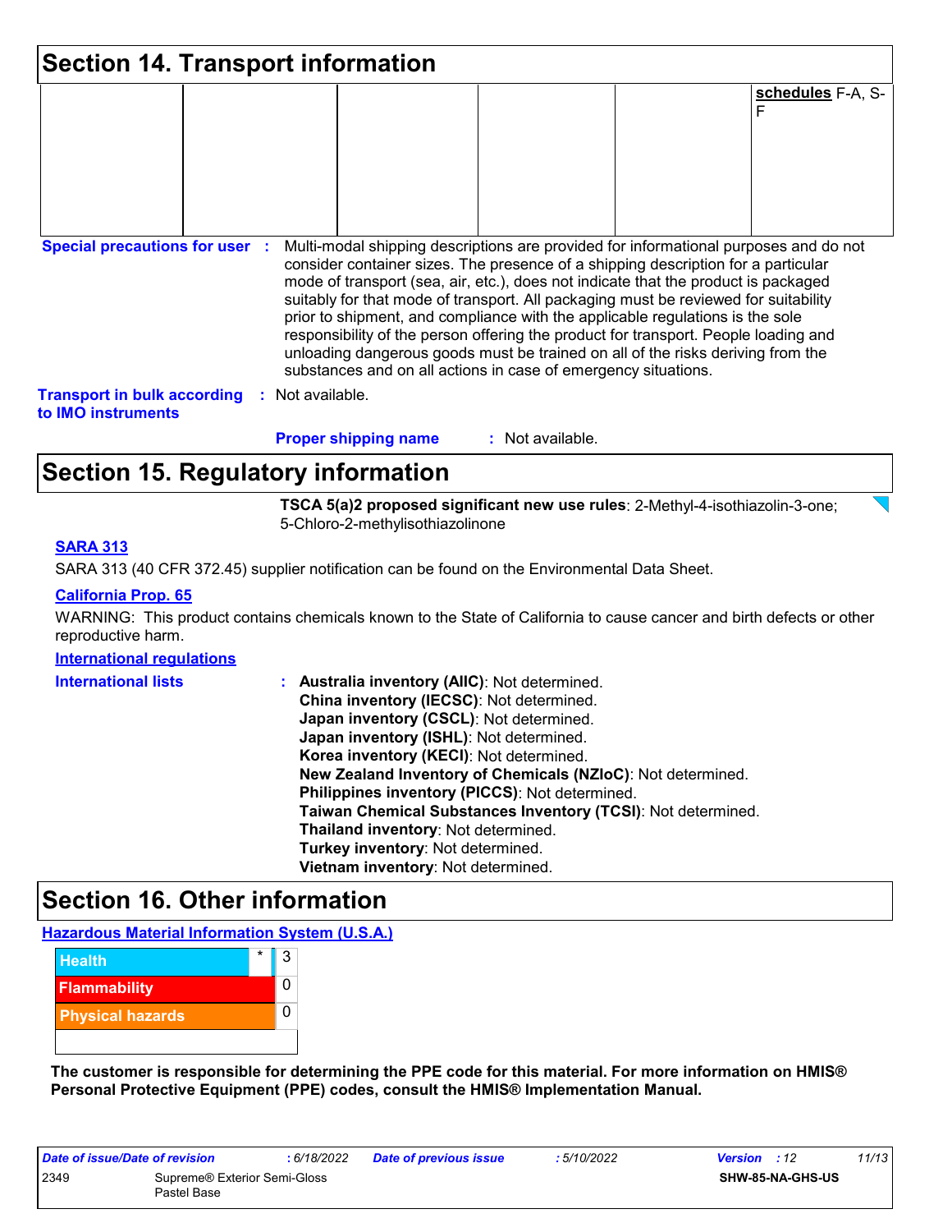## Section 14. Transport information

| | | | | | |
|---|---|---|---|---|---|
| | | | | | **schedules** F-A, S-F |

**Special precautions for user** : Multi-modal shipping descriptions are provided for informational purposes and do not consider container sizes. The presence of a shipping description for a particular mode of transport (sea, air, etc.), does not indicate that the product is packaged suitably for that mode of transport. All packaging must be reviewed for suitability prior to shipment, and compliance with the applicable regulations is the sole responsibility of the person offering the product for transport. People loading and unloading dangerous goods must be trained on all of the risks deriving from the substances and on all actions in case of emergency situations.

**Transport in bulk according to IMO instruments** : Not available.

**Proper shipping name** : Not available.

## Section 15. Regulatory information

**TSCA 5(a)2 proposed significant new use rules**: 2-Methyl-4-isothiazolin-3-one; 5-Chloro-2-methylisothiazolinone

**SARA 313**

SARA 313 (40 CFR 372.45) supplier notification can be found on the Environmental Data Sheet.

**California Prop. 65**

WARNING: This product contains chemicals known to the State of California to cause cancer and birth defects or other reproductive harm.

**International regulations**

**International lists** :
- **Australia inventory (AIIC)**: Not determined.
- **China inventory (IECSC)**: Not determined.
- **Japan inventory (CSCL)**: Not determined.
- **Japan inventory (ISHL)**: Not determined.
- **Korea inventory (KECI)**: Not determined.
- **New Zealand Inventory of Chemicals (NZIoC)**: Not determined.
- **Philippines inventory (PICCS)**: Not determined.
- **Taiwan Chemical Substances Inventory (TCSI)**: Not determined.
- **Thailand inventory**: Not determined.
- **Turkey inventory**: Not determined.
- **Vietnam inventory**: Not determined.

## Section 16. Other information

**Hazardous Material Information System (U.S.A.)**

| | | |
|---|---|---|
| Health | * | 3 |
| Flammability | | 0 |
| Physical hazards | | 0 |
| | | |

**The customer is responsible for determining the PPE code for this material. For more information on HMIS® Personal Protective Equipment (PPE) codes, consult the HMIS® Implementation Manual.**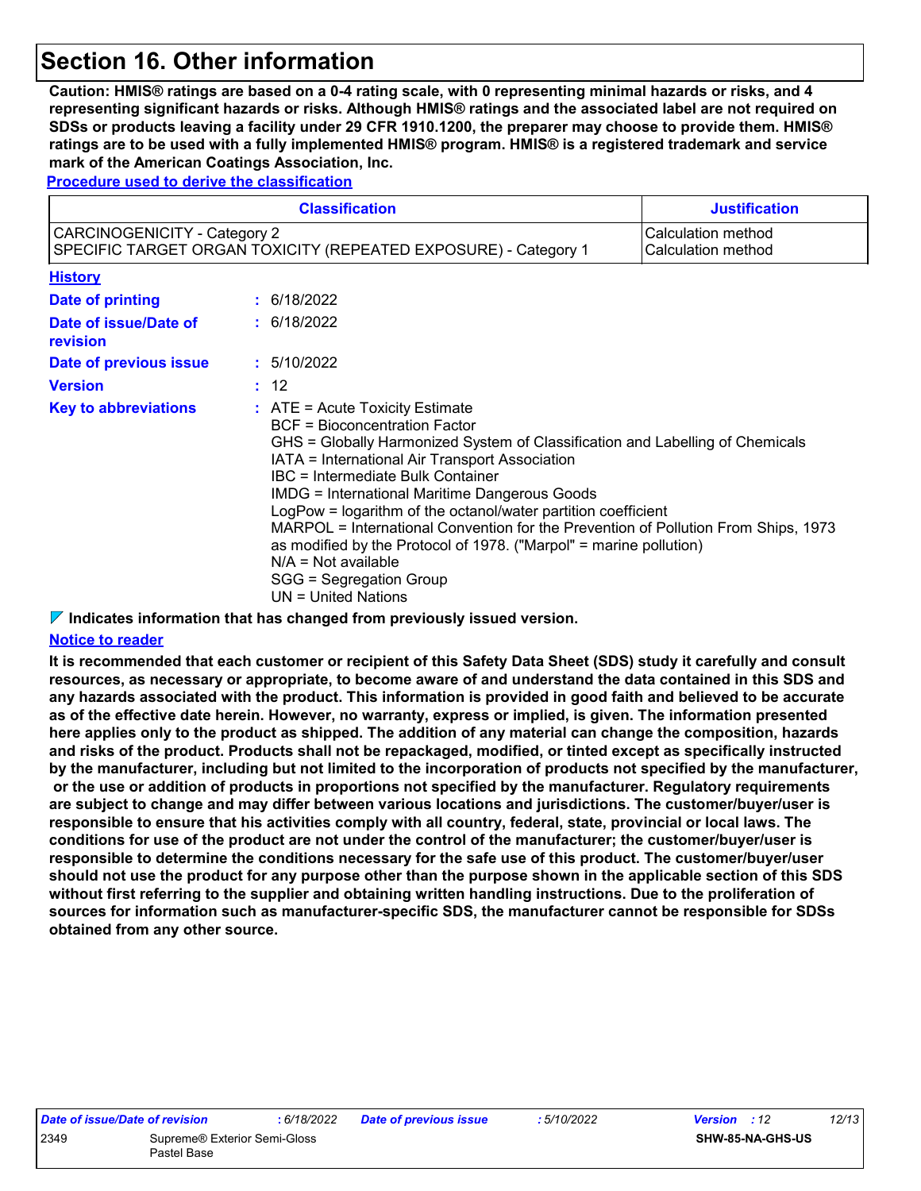# Section 16. Other information

**Caution: HMIS® ratings are based on a 0-4 rating scale, with 0 representing minimal hazards or risks, and 4 representing significant hazards or risks. Although HMIS® ratings and the associated label are not required on SDSs or products leaving a facility under 29 CFR 1910.1200, the preparer may choose to provide them. HMIS® ratings are to be used with a fully implemented HMIS® program. HMIS® is a registered trademark and service mark of the American Coatings Association, Inc.**

**Procedure used to derive the classification**

| Classification | Justification |
|---|---|
| CARCINOGENICITY - Category 2<br>SPECIFIC TARGET ORGAN TOXICITY (REPEATED EXPOSURE) - Category 1 | Calculation method<br>Calculation method |

**History**

**Date of printing** : 6/18/2022

**Date of issue/Date of revision** : 6/18/2022

**Date of previous issue** : 5/10/2022

**Version** : 12

**Key to abbreviations** : ATE = Acute Toxicity Estimate
BCF = Bioconcentration Factor
GHS = Globally Harmonized System of Classification and Labelling of Chemicals
IATA = International Air Transport Association
IBC = Intermediate Bulk Container
IMDG = International Maritime Dangerous Goods
LogPow = logarithm of the octanol/water partition coefficient
MARPOL = International Convention for the Prevention of Pollution From Ships, 1973 as modified by the Protocol of 1978. ("Marpol" = marine pollution)
N/A = Not available
SGG = Segregation Group
UN = United Nations

**Indicates information that has changed from previously issued version.**

**Notice to reader**

**It is recommended that each customer or recipient of this Safety Data Sheet (SDS) study it carefully and consult resources, as necessary or appropriate, to become aware of and understand the data contained in this SDS and any hazards associated with the product. This information is provided in good faith and believed to be accurate as of the effective date herein. However, no warranty, express or implied, is given. The information presented here applies only to the product as shipped. The addition of any material can change the composition, hazards and risks of the product. Products shall not be repackaged, modified, or tinted except as specifically instructed by the manufacturer, including but not limited to the incorporation of products not specified by the manufacturer, or the use or addition of products in proportions not specified by the manufacturer. Regulatory requirements are subject to change and may differ between various locations and jurisdictions. The customer/buyer/user is responsible to ensure that his activities comply with all country, federal, state, provincial or local laws. The conditions for use of the product are not under the control of the manufacturer; the customer/buyer/user is responsible to determine the conditions necessary for the safe use of this product. The customer/buyer/user should not use the product for any purpose other than the purpose shown in the applicable section of this SDS without first referring to the supplier and obtaining written handling instructions. Due to the proliferation of sources for information such as manufacturer-specific SDS, the manufacturer cannot be responsible for SDSs obtained from any other source.**